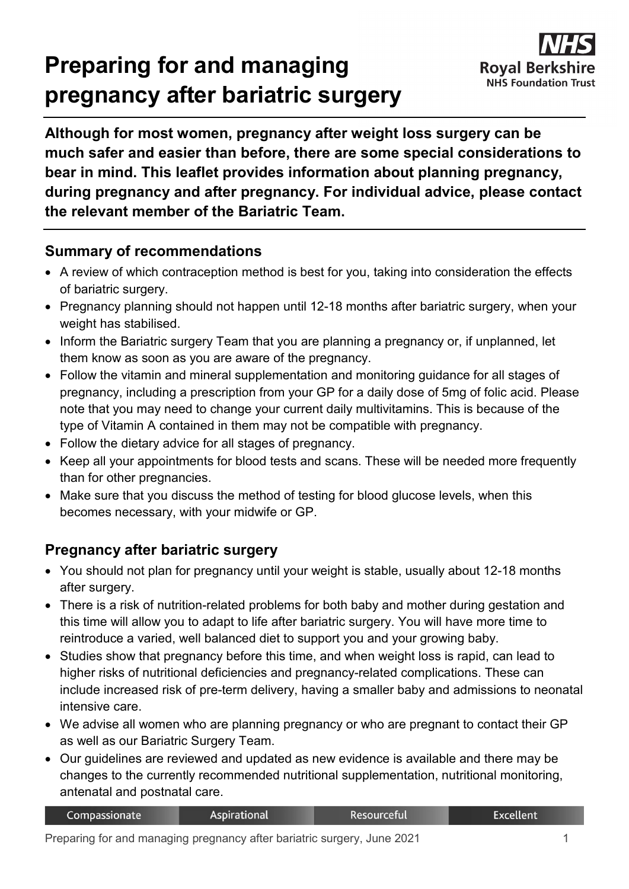# Preparing for and managing pregnancy after bariatric surgery

**Although for most women, pregnancy after weight loss surgery can be much safer and easier than before, there are some special considerations to bear in mind. This leaflet provides information about planning pregnancy, during pregnancy and after pregnancy. For individual advice, please contact the relevant member of the Bariatric Team.**

## Summary of recommendations

- A review of which contraception method is best for you, taking into consideration the effects of bariatric surgery.
- Pregnancy planning should not happen until 12-18 months after bariatric surgery, when your weight has stabilised.
- Inform the Bariatric surgery Team that you are planning a pregnancy or, if unplanned, let them know as soon as you are aware of the pregnancy.
- Follow the vitamin and mineral supplementation and monitoring guidance for all stages of pregnancy, including a prescription from your GP for a daily dose of 5mg of folic acid. Please note that you may need to change your current daily multivitamins. This is because of the type of Vitamin A contained in them may not be compatible with pregnancy.
- Follow the dietary advice for all stages of pregnancy.
- Keep all your appointments for blood tests and scans. These will be needed more frequently than for other pregnancies.
- Make sure that you discuss the method of testing for blood glucose levels, when this becomes necessary, with your midwife or GP.

## Pregnancy after bariatric surgery

- You should not plan for pregnancy until your weight is stable, usually about 12-18 months after surgery.
- There is a risk of nutrition-related problems for both baby and mother during gestation and this time will allow you to adapt to life after bariatric surgery. You will have more time to reintroduce a varied, well balanced diet to support you and your growing baby.
- Studies show that pregnancy before this time, and when weight loss is rapid, can lead to higher risks of nutritional deficiencies and pregnancy-related complications. These can include increased risk of pre-term delivery, having a smaller baby and admissions to neonatal intensive care.
- We advise all women who are planning pregnancy or who are pregnant to contact their GP as well as our Bariatric Surgery Team.
- Our guidelines are reviewed and updated as new evidence is available and there may be changes to the currently recommended nutritional supplementation, nutritional monitoring, antenatal and postnatal care.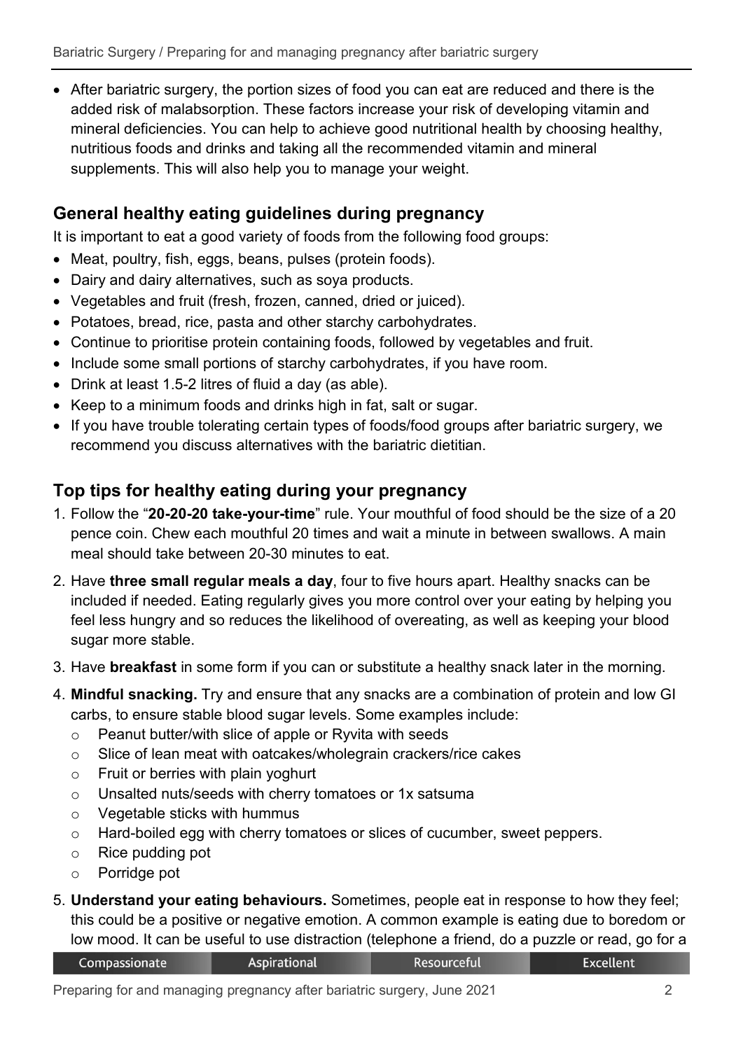- After bariatric surgery, the portion sizes of food you can eat are reduced and there is the added risk of malabsorption. These factors increase your risk of developing vitamin and mineral deficiencies. You can help to achieve good nutritional health by choosing healthy, nutritious foods and drinks and taking all the recommended vitamin and mineral supplements. This will also help you to manage your weight.

## General healthy eating guidelines during pregnancy

It is important to eat a good variety of foods from the following food groups:

- Meat, poultry, fish, eggs, beans, pulses (protein foods).
- Dairy and dairy alternatives, such as soya products.
- Vegetables and fruit (fresh, frozen, canned, dried or juiced).
- Potatoes, bread, rice, pasta and other starchy carbohydrates.
- Continue to prioritise protein containing foods, followed by vegetables and fruit.
- Include some small portions of starchy carbohydrates, if you have room.
- Drink at least 1.5-2 litres of fluid a day (as able).
- Keep to a minimum foods and drinks high in fat, salt or sugar.
- If you have trouble tolerating certain types of foods/food groups after bariatric surgery, we recommend you discuss alternatives with the bariatric dietitian.

## Top tips for healthy eating during your pregnancy

1. Follow the "**20-20-20 take-your-time**" rule. Your mouthful of food should be the size of a 20 pence coin. Chew each mouthful 20 times and wait a minute in between swallows. A main meal should take between 20-30 minutes to eat.
2. Have **three small regular meals a day**, four to five hours apart. Healthy snacks can be included if needed. Eating regularly gives you more control over your eating by helping you feel less hungry and so reduces the likelihood of overeating, as well as keeping your blood sugar more stable.
3. Have **breakfast** in some form if you can or substitute a healthy snack later in the morning.
4. **Mindful snacking.** Try and ensure that any snacks are a combination of protein and low GI carbs, to ensure stable blood sugar levels. Some examples include:
   - Peanut butter/with slice of apple or Ryvita with seeds
   - Slice of lean meat with oatcakes/wholegrain crackers/rice cakes
   - Fruit or berries with plain yoghurt
   - Unsalted nuts/seeds with cherry tomatoes or 1x satsuma
   - Vegetable sticks with hummus
   - Hard-boiled egg with cherry tomatoes or slices of cucumber, sweet peppers.
   - Rice pudding pot
   - Porridge pot
5. **Understand your eating behaviours.** Sometimes, people eat in response to how they feel; this could be a positive or negative emotion. A common example is eating due to boredom or low mood. It can be useful to use distraction (telephone a friend, do a puzzle or read, go for a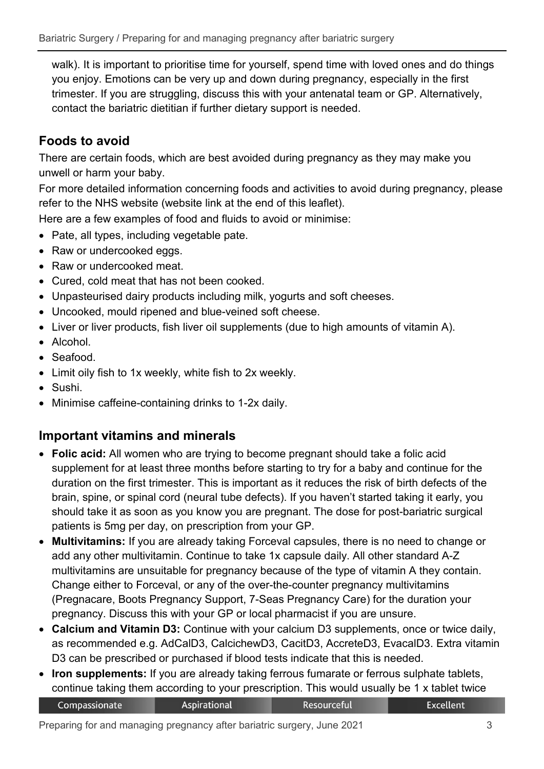walk). It is important to prioritise time for yourself, spend time with loved ones and do things you enjoy. Emotions can be very up and down during pregnancy, especially in the first trimester. If you are struggling, discuss this with your antenatal team or GP. Alternatively, contact the bariatric dietitian if further dietary support is needed.

## Foods to avoid

There are certain foods, which are best avoided during pregnancy as they may make you unwell or harm your baby.

For more detailed information concerning foods and activities to avoid during pregnancy, please refer to the NHS website (website link at the end of this leaflet).

Here are a few examples of food and fluids to avoid or minimise:

- Pate, all types, including vegetable pate.
- Raw or undercooked eggs.
- Raw or undercooked meat.
- Cured, cold meat that has not been cooked.
- Unpasteurised dairy products including milk, yogurts and soft cheeses.
- Uncooked, mould ripened and blue-veined soft cheese.
- Liver or liver products, fish liver oil supplements (due to high amounts of vitamin A).
- Alcohol.
- Seafood.
- Limit oily fish to 1x weekly, white fish to 2x weekly.
- Sushi.
- Minimise caffeine-containing drinks to 1-2x daily.

## Important vitamins and minerals

- **Folic acid:** All women who are trying to become pregnant should take a folic acid supplement for at least three months before starting to try for a baby and continue for the duration on the first trimester. This is important as it reduces the risk of birth defects of the brain, spine, or spinal cord (neural tube defects). If you haven't started taking it early, you should take it as soon as you know you are pregnant. The dose for post-bariatric surgical patients is 5mg per day, on prescription from your GP.
- **Multivitamins:** If you are already taking Forceval capsules, there is no need to change or add any other multivitamin. Continue to take 1x capsule daily. All other standard A-Z multivitamins are unsuitable for pregnancy because of the type of vitamin A they contain. Change either to Forceval, or any of the over-the-counter pregnancy multivitamins (Pregnacare, Boots Pregnancy Support, 7-Seas Pregnancy Care) for the duration your pregnancy. Discuss this with your GP or local pharmacist if you are unsure.
- **Calcium and Vitamin D3:** Continue with your calcium D3 supplements, once or twice daily, as recommended e.g. AdCalD3, CalcichewD3, CacitD3, AccreteD3, EvacalD3. Extra vitamin D3 can be prescribed or purchased if blood tests indicate that this is needed.
- **Iron supplements:** If you are already taking ferrous fumarate or ferrous sulphate tablets, continue taking them according to your prescription. This would usually be 1 x tablet twice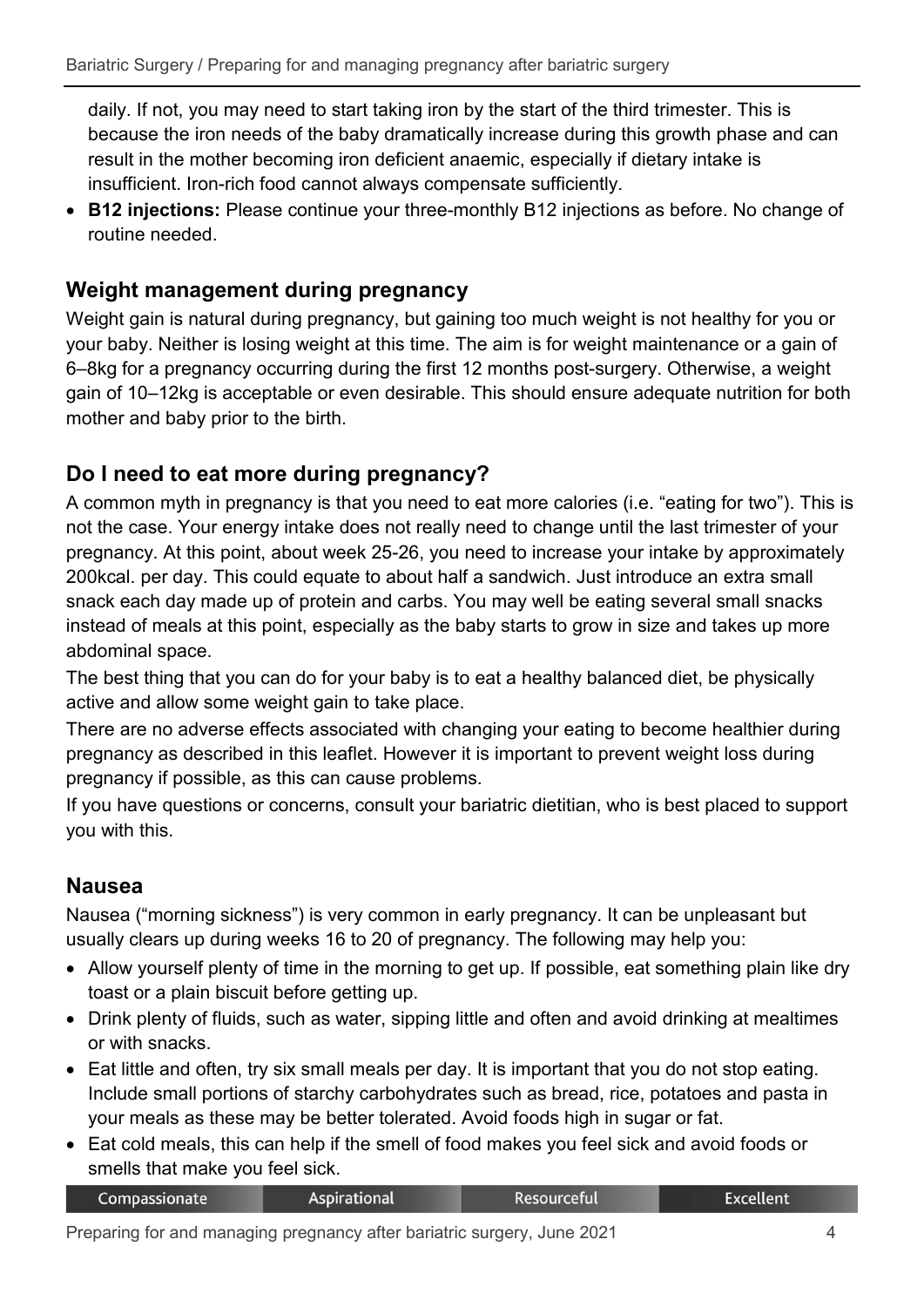daily. If not, you may need to start taking iron by the start of the third trimester. This is because the iron needs of the baby dramatically increase during this growth phase and can result in the mother becoming iron deficient anaemic, especially if dietary intake is insufficient. Iron-rich food cannot always compensate sufficiently.

- **B12 injections:** Please continue your three-monthly B12 injections as before. No change of routine needed.

## Weight management during pregnancy

Weight gain is natural during pregnancy, but gaining too much weight is not healthy for you or your baby. Neither is losing weight at this time. The aim is for weight maintenance or a gain of 6–8kg for a pregnancy occurring during the first 12 months post-surgery. Otherwise, a weight gain of 10–12kg is acceptable or even desirable. This should ensure adequate nutrition for both mother and baby prior to the birth.

## Do I need to eat more during pregnancy?

A common myth in pregnancy is that you need to eat more calories (i.e. "eating for two"). This is not the case. Your energy intake does not really need to change until the last trimester of your pregnancy. At this point, about week 25-26, you need to increase your intake by approximately 200kcal. per day. This could equate to about half a sandwich. Just introduce an extra small snack each day made up of protein and carbs. You may well be eating several small snacks instead of meals at this point, especially as the baby starts to grow in size and takes up more abdominal space.

The best thing that you can do for your baby is to eat a healthy balanced diet, be physically active and allow some weight gain to take place.

There are no adverse effects associated with changing your eating to become healthier during pregnancy as described in this leaflet. However it is important to prevent weight loss during pregnancy if possible, as this can cause problems.

If you have questions or concerns, consult your bariatric dietitian, who is best placed to support you with this.

## Nausea

Nausea ("morning sickness") is very common in early pregnancy. It can be unpleasant but usually clears up during weeks 16 to 20 of pregnancy. The following may help you:

- Allow yourself plenty of time in the morning to get up. If possible, eat something plain like dry toast or a plain biscuit before getting up.
- Drink plenty of fluids, such as water, sipping little and often and avoid drinking at mealtimes or with snacks.
- Eat little and often, try six small meals per day. It is important that you do not stop eating. Include small portions of starchy carbohydrates such as bread, rice, potatoes and pasta in your meals as these may be better tolerated. Avoid foods high in sugar or fat.
- Eat cold meals, this can help if the smell of food makes you feel sick and avoid foods or smells that make you feel sick.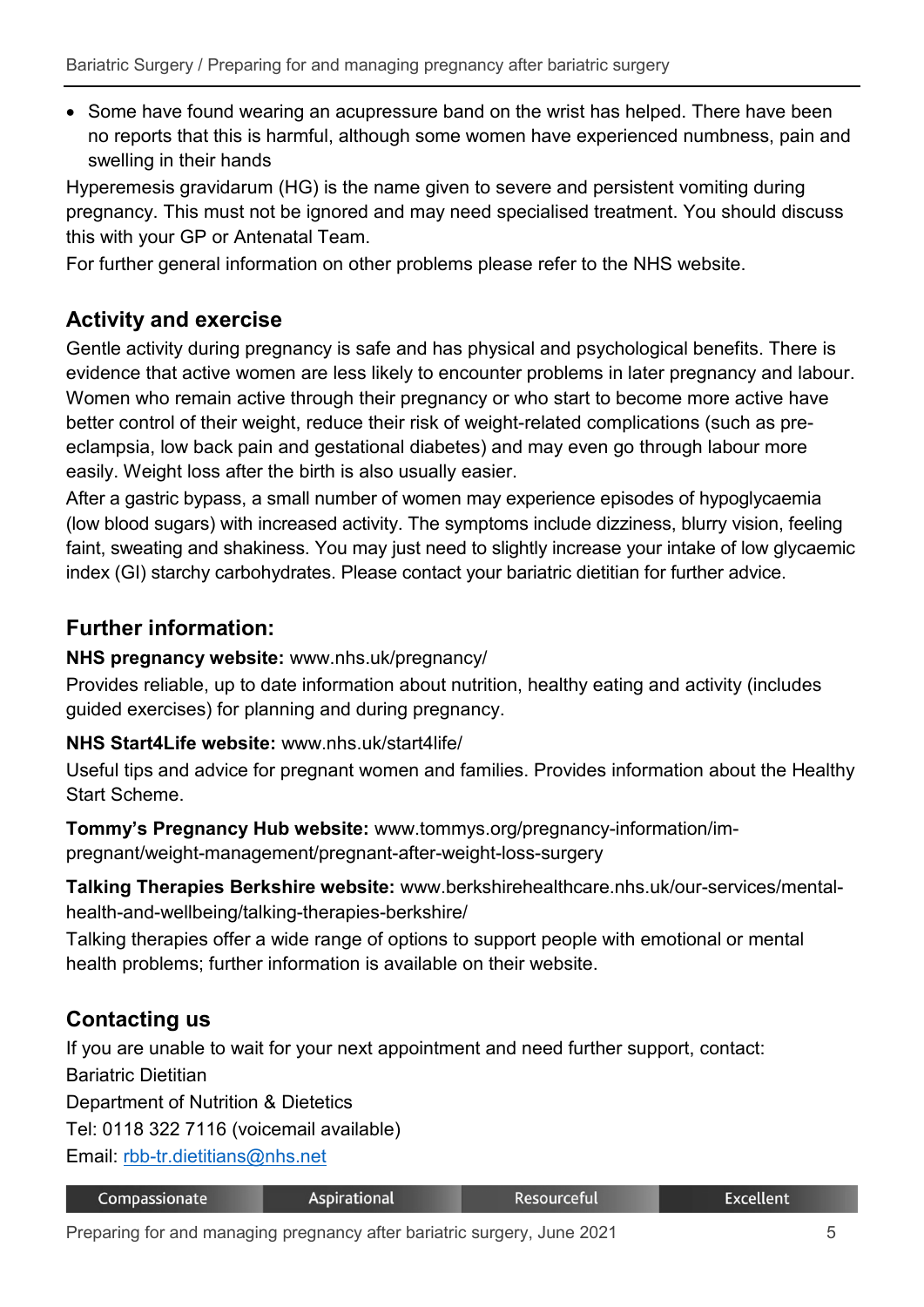- Some have found wearing an acupressure band on the wrist has helped. There have been no reports that this is harmful, although some women have experienced numbness, pain and swelling in their hands

Hyperemesis gravidarum (HG) is the name given to severe and persistent vomiting during pregnancy. This must not be ignored and may need specialised treatment. You should discuss this with your GP or Antenatal Team.

For further general information on other problems please refer to the NHS website.

## Activity and exercise

Gentle activity during pregnancy is safe and has physical and psychological benefits. There is evidence that active women are less likely to encounter problems in later pregnancy and labour. Women who remain active through their pregnancy or who start to become more active have better control of their weight, reduce their risk of weight-related complications (such as pre-eclampsia, low back pain and gestational diabetes) and may even go through labour more easily. Weight loss after the birth is also usually easier.

After a gastric bypass, a small number of women may experience episodes of hypoglycaemia (low blood sugars) with increased activity. The symptoms include dizziness, blurry vision, feeling faint, sweating and shakiness. You may just need to slightly increase your intake of low glycaemic index (GI) starchy carbohydrates. Please contact your bariatric dietitian for further advice.

## Further information:

**NHS pregnancy website:** www.nhs.uk/pregnancy/

Provides reliable, up to date information about nutrition, healthy eating and activity (includes guided exercises) for planning and during pregnancy.

**NHS Start4Life website:** www.nhs.uk/start4life/

Useful tips and advice for pregnant women and families. Provides information about the Healthy Start Scheme.

**Tommy's Pregnancy Hub website:** www.tommys.org/pregnancy-information/im-pregnant/weight-management/pregnant-after-weight-loss-surgery

**Talking Therapies Berkshire website:** www.berkshirehealthcare.nhs.uk/our-services/mental-health-and-wellbeing/talking-therapies-berkshire/

Talking therapies offer a wide range of options to support people with emotional or mental health problems; further information is available on their website.

## Contacting us

If you are unable to wait for your next appointment and need further support, contact:

Bariatric Dietitian

Department of Nutrition & Dietetics

Tel: 0118 322 7116 (voicemail available)

Email: rbb-tr.dietitians@nhs.net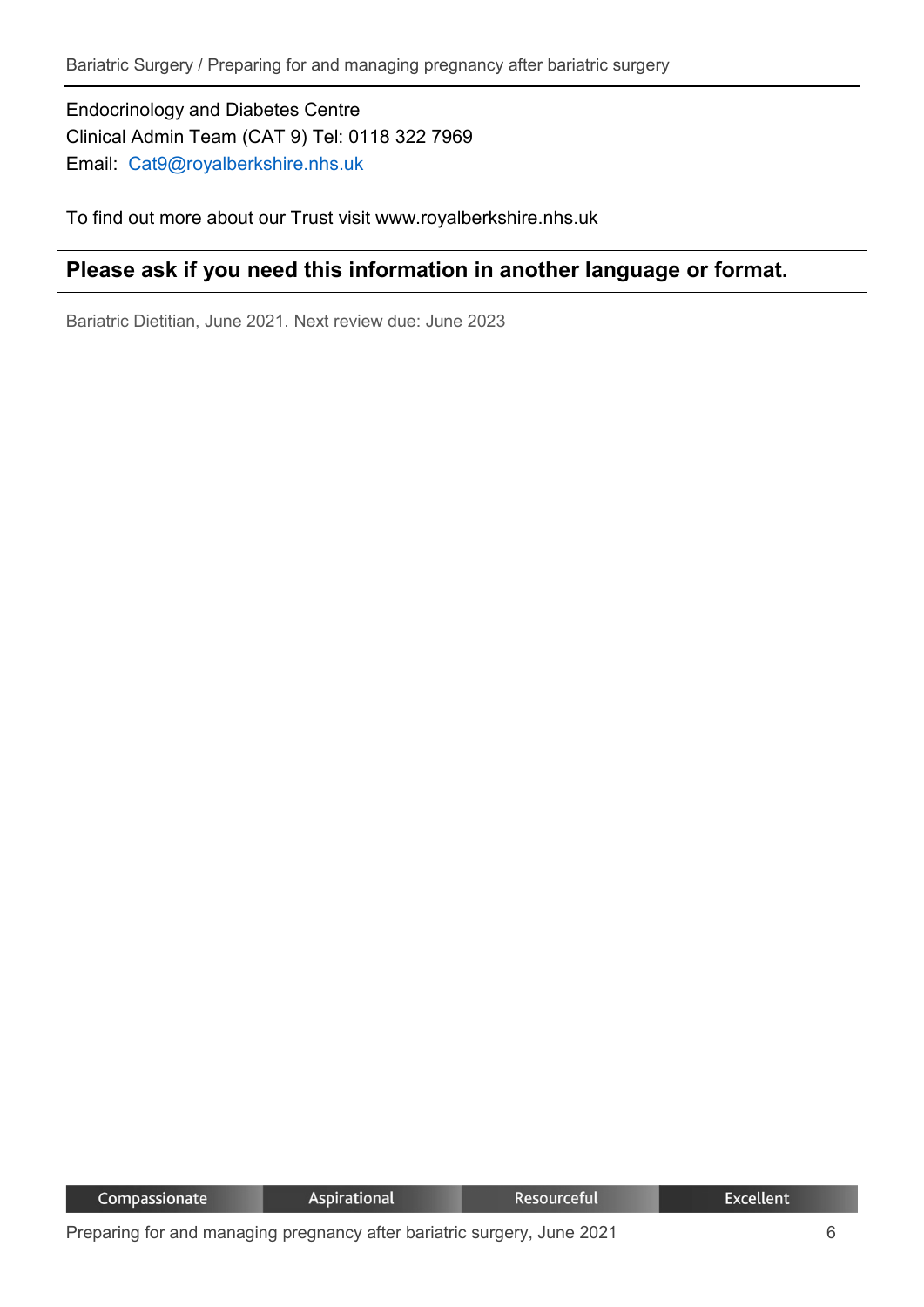Endocrinology and Diabetes Centre
Clinical Admin Team (CAT 9) Tel: 0118 322 7969
Email: Cat9@royalberkshire.nhs.uk

To find out more about our Trust visit www.royalberkshire.nhs.uk

**Please ask if you need this information in another language or format.**

Bariatric Dietitian, June 2021. Next review due: June 2023

Compassionate | Aspirational | Resourceful | Excellent